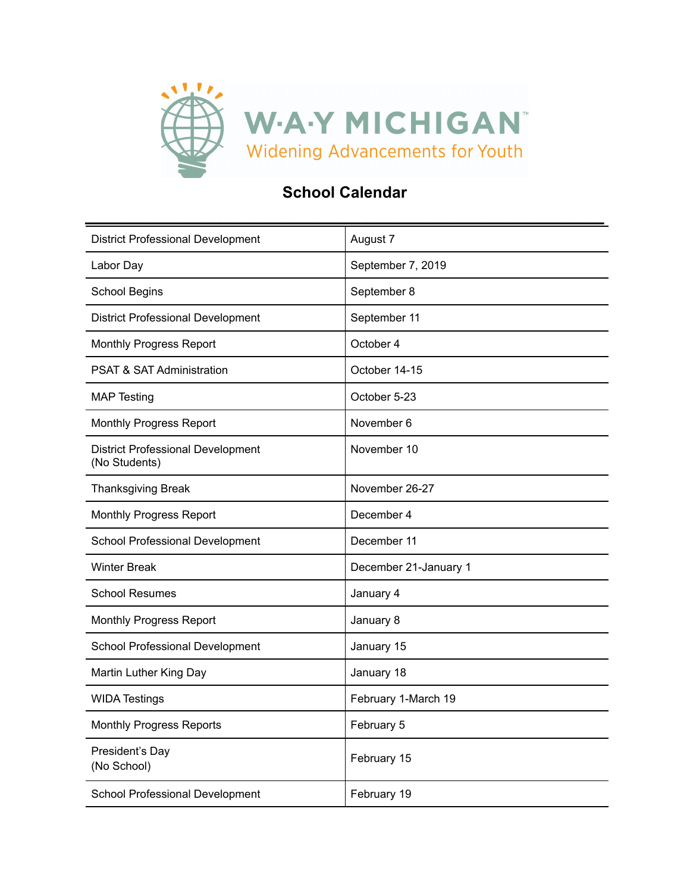W·A·Y MICHIGAN™

Widening Advancements for Youth

# School Calendar

| | |
|---|---|
| District Professional Development | August 7 |
| Labor Day | September 7, 2019 |
| School Begins | September 8 |
| District Professional Development | September 11 |
| Monthly Progress Report | October 4 |
| PSAT & SAT Administration | October 14-15 |
| MAP Testing | October 5-23 |
| Monthly Progress Report | November 6 |
| District Professional Development (No Students) | November 10 |
| Thanksgiving Break | November 26-27 |
| Monthly Progress Report | December 4 |
| School Professional Development | December 11 |
| Winter Break | December 21-January 1 |
| School Resumes | January 4 |
| Monthly Progress Report | January 8 |
| School Professional Development | January 15 |
| Martin Luther King Day | January 18 |
| WIDA Testings | February 1-March 19 |
| Monthly Progress Reports | February 5 |
| President's Day (No School) | February 15 |
| School Professional Development | February 19 |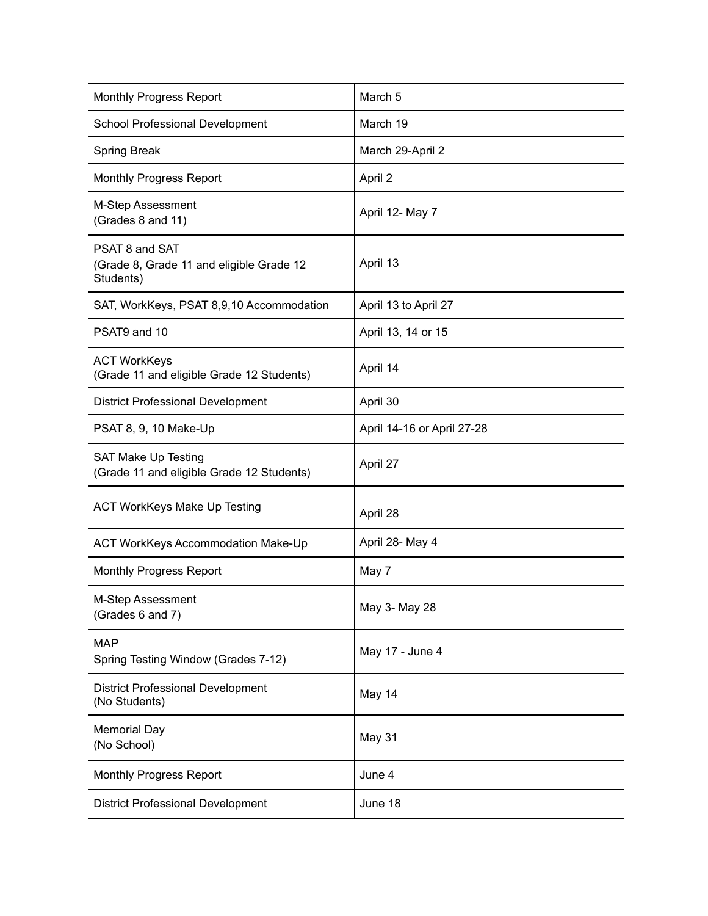| Monthly Progress Report | March 5 |
|---|---|
| School Professional Development | March 19 |
| Spring Break | March 29-April 2 |
| Monthly Progress Report | April 2 |
| M-Step Assessment (Grades 8 and 11) | April 12- May 7 |
| PSAT 8 and SAT (Grade 8, Grade 11 and eligible Grade 12 Students) | April 13 |
| SAT, WorkKeys, PSAT 8,9,10 Accommodation | April 13 to April 27 |
| PSAT9 and 10 | April 13, 14 or 15 |
| ACT WorkKeys (Grade 11 and eligible Grade 12 Students) | April 14 |
| District Professional Development | April 30 |
| PSAT 8, 9, 10 Make-Up | April 14-16 or April 27-28 |
| SAT Make Up Testing (Grade 11 and eligible Grade 12 Students) | April 27 |
| ACT WorkKeys Make Up Testing | April 28 |
| ACT WorkKeys Accommodation Make-Up | April 28- May 4 |
| Monthly Progress Report | May 7 |
| M-Step Assessment (Grades 6 and 7) | May 3- May 28 |
| MAP Spring Testing Window (Grades 7-12) | May 17 - June 4 |
| District Professional Development (No Students) | May 14 |
| Memorial Day (No School) | May 31 |
| Monthly Progress Report | June 4 |
| District Professional Development | June 18 |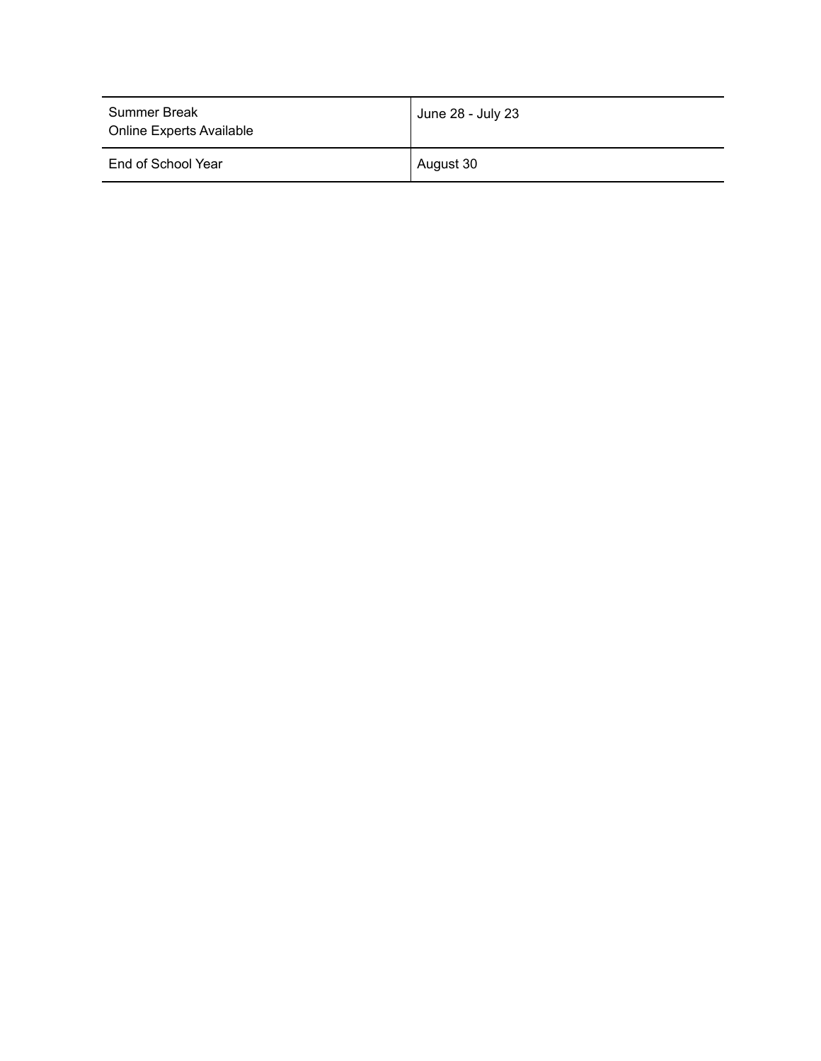| | |
|---|---|
| Summer Break<br>Online Experts Available | June 28 - July 23 |
| End of School Year | August 30 |